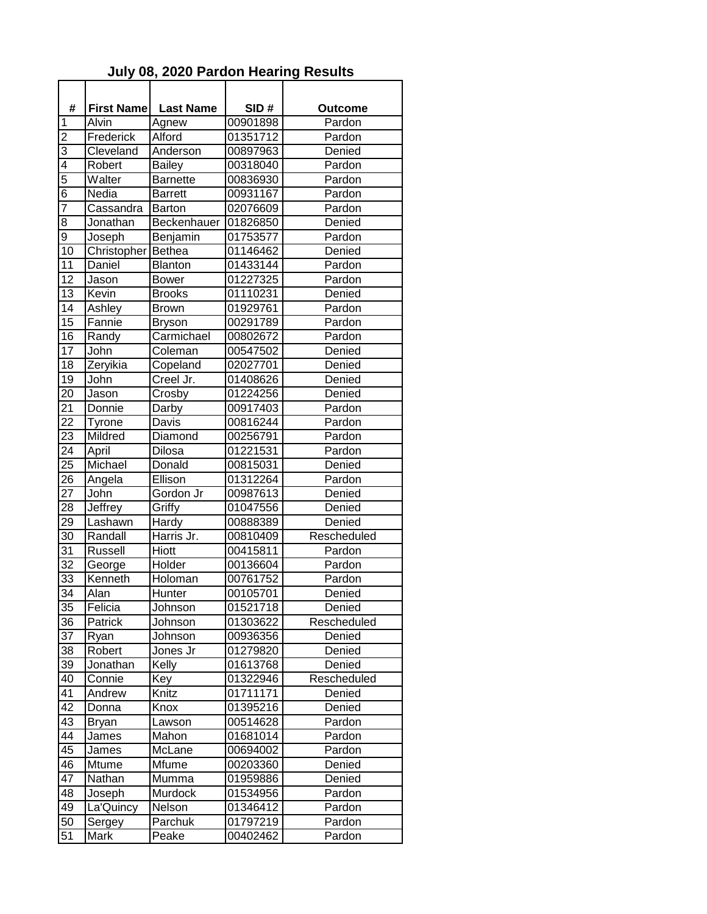# July 08, 2020 Pardon Hearing Results

| # | First Name | Last Name | SID # | Outcome |
|---|---|---|---|---|
| 1 | Alvin | Agnew | 00901898 | Pardon |
| 2 | Frederick | Alford | 01351712 | Pardon |
| 3 | Cleveland | Anderson | 00897963 | Denied |
| 4 | Robert | Bailey | 00318040 | Pardon |
| 5 | Walter | Barnette | 00836930 | Pardon |
| 6 | Nedia | Barrett | 00931167 | Pardon |
| 7 | Cassandra | Barton | 02076609 | Pardon |
| 8 | Jonathan | Beckenhauer | 01826850 | Denied |
| 9 | Joseph | Benjamin | 01753577 | Pardon |
| 10 | Christopher | Bethea | 01146462 | Denied |
| 11 | Daniel | Blanton | 01433144 | Pardon |
| 12 | Jason | Bower | 01227325 | Pardon |
| 13 | Kevin | Brooks | 01110231 | Denied |
| 14 | Ashley | Brown | 01929761 | Pardon |
| 15 | Fannie | Bryson | 00291789 | Pardon |
| 16 | Randy | Carmichael | 00802672 | Pardon |
| 17 | John | Coleman | 00547502 | Denied |
| 18 | Zeryikia | Copeland | 02027701 | Denied |
| 19 | John | Creel Jr. | 01408626 | Denied |
| 20 | Jason | Crosby | 01224256 | Denied |
| 21 | Donnie | Darby | 00917403 | Pardon |
| 22 | Tyrone | Davis | 00816244 | Pardon |
| 23 | Mildred | Diamond | 00256791 | Pardon |
| 24 | April | Dilosa | 01221531 | Pardon |
| 25 | Michael | Donald | 00815031 | Denied |
| 26 | Angela | Ellison | 01312264 | Pardon |
| 27 | John | Gordon Jr | 00987613 | Denied |
| 28 | Jeffrey | Griffy | 01047556 | Denied |
| 29 | Lashawn | Hardy | 00888389 | Denied |
| 30 | Randall | Harris Jr. | 00810409 | Rescheduled |
| 31 | Russell | Hiott | 00415811 | Pardon |
| 32 | George | Holder | 00136604 | Pardon |
| 33 | Kenneth | Holoman | 00761752 | Pardon |
| 34 | Alan | Hunter | 00105701 | Denied |
| 35 | Felicia | Johnson | 01521718 | Denied |
| 36 | Patrick | Johnson | 01303622 | Rescheduled |
| 37 | Ryan | Johnson | 00936356 | Denied |
| 38 | Robert | Jones Jr | 01279820 | Denied |
| 39 | Jonathan | Kelly | 01613768 | Denied |
| 40 | Connie | Key | 01322946 | Rescheduled |
| 41 | Andrew | Knitz | 01711171 | Denied |
| 42 | Donna | Knox | 01395216 | Denied |
| 43 | Bryan | Lawson | 00514628 | Pardon |
| 44 | James | Mahon | 01681014 | Pardon |
| 45 | James | McLane | 00694002 | Pardon |
| 46 | Mtume | Mfume | 00203360 | Denied |
| 47 | Nathan | Mumma | 01959886 | Denied |
| 48 | Joseph | Murdock | 01534956 | Pardon |
| 49 | La'Quincy | Nelson | 01346412 | Pardon |
| 50 | Sergey | Parchuk | 01797219 | Pardon |
| 51 | Mark | Peake | 00402462 | Pardon |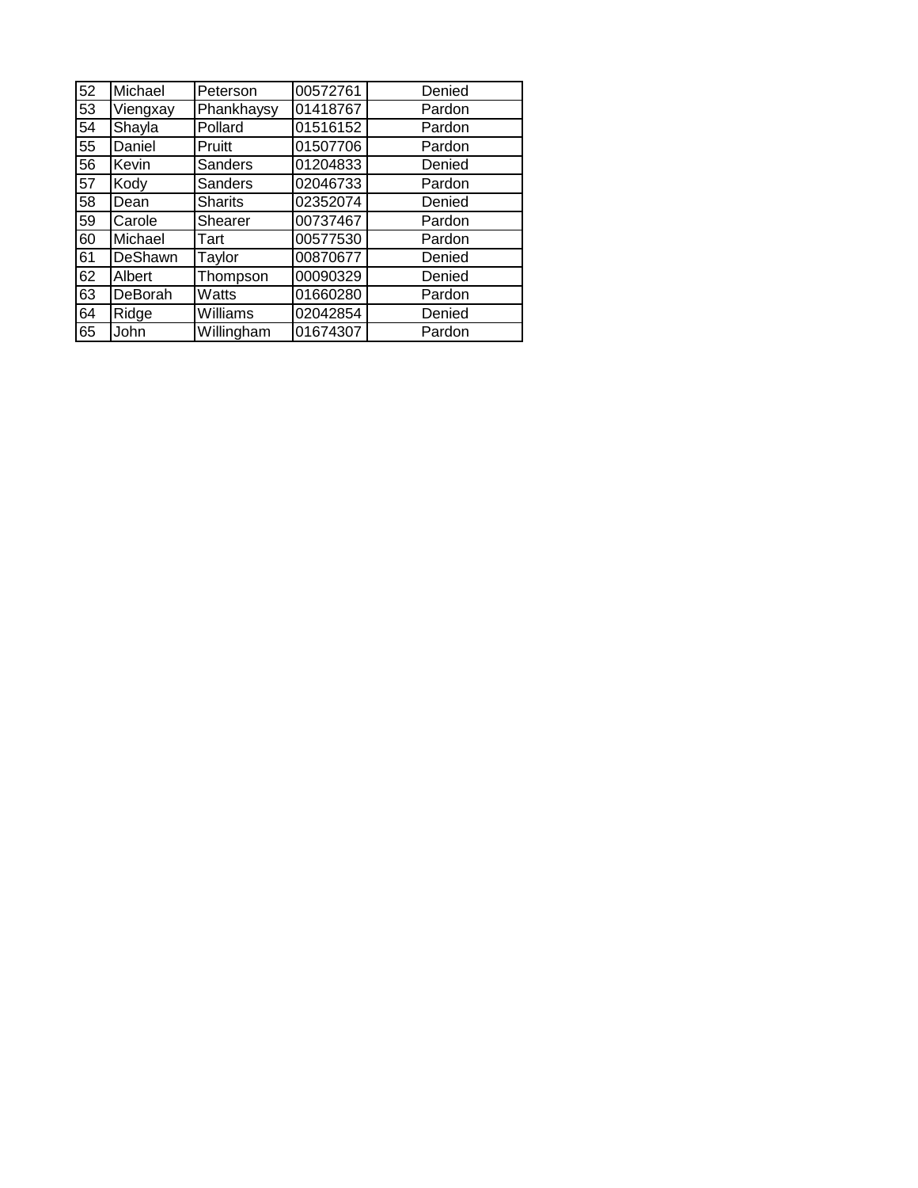| | | | | |
|---|---|---|---|---|
| 52 | Michael | Peterson | 00572761 | Denied |
| 53 | Viengxay | Phankhaysy | 01418767 | Pardon |
| 54 | Shayla | Pollard | 01516152 | Pardon |
| 55 | Daniel | Pruitt | 01507706 | Pardon |
| 56 | Kevin | Sanders | 01204833 | Denied |
| 57 | Kody | Sanders | 02046733 | Pardon |
| 58 | Dean | Sharits | 02352074 | Denied |
| 59 | Carole | Shearer | 00737467 | Pardon |
| 60 | Michael | Tart | 00577530 | Pardon |
| 61 | DeShawn | Taylor | 00870677 | Denied |
| 62 | Albert | Thompson | 00090329 | Denied |
| 63 | DeBorah | Watts | 01660280 | Pardon |
| 64 | Ridge | Williams | 02042854 | Denied |
| 65 | John | Willingham | 01674307 | Pardon |